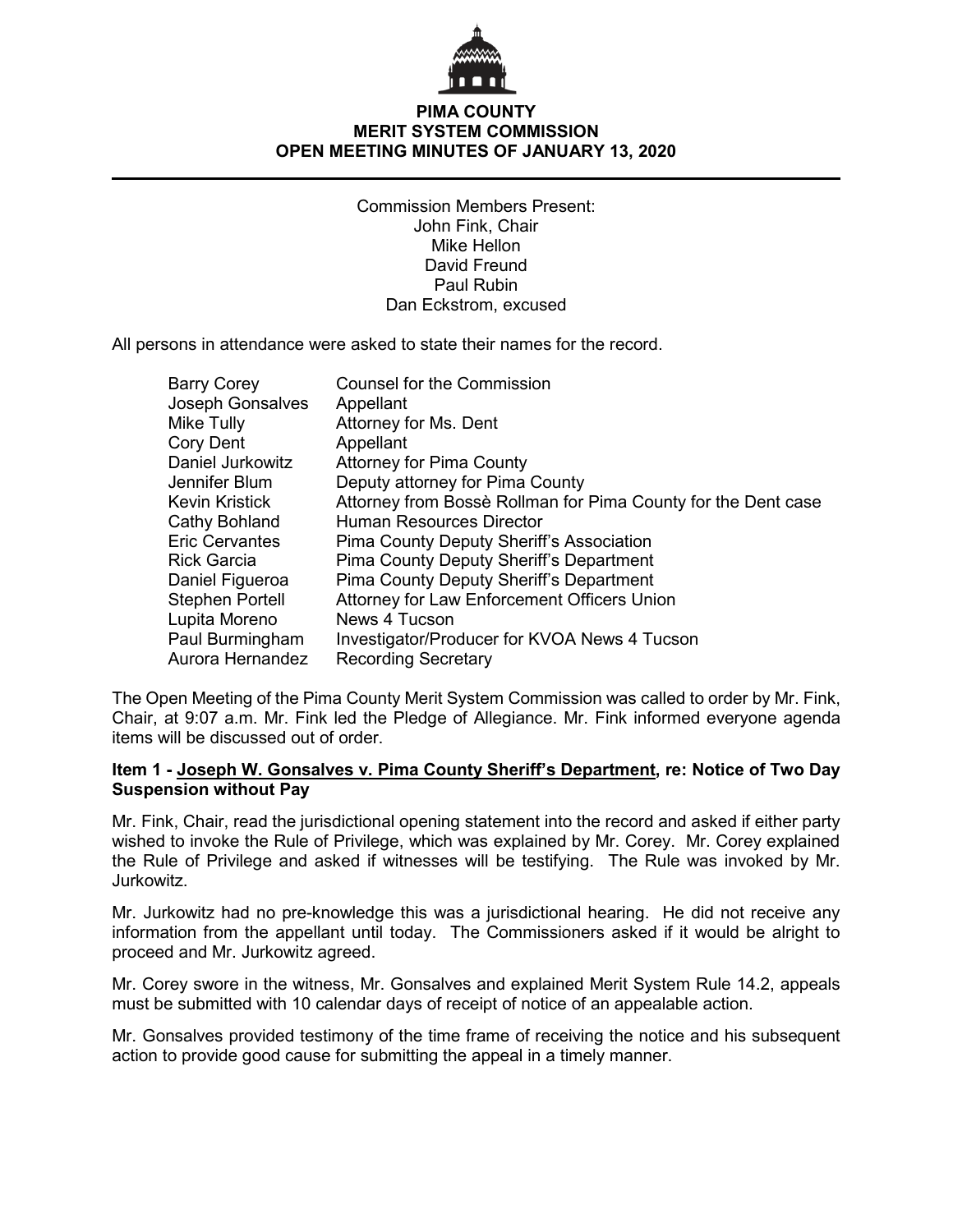# PIMA COUNTY
## MERIT SYSTEM COMMISSION
## OPEN MEETING MINUTES OF JANUARY 13, 2020

Commission Members Present:
John Fink, Chair
Mike Hellon
David Freund
Paul Rubin
Dan Eckstrom, excused

All persons in attendance were asked to state their names for the record.

| | |
|---|---|
| Barry Corey | Counsel for the Commission |
| Joseph Gonsalves | Appellant |
| Mike Tully | Attorney for Ms. Dent |
| Cory Dent | Appellant |
| Daniel Jurkowitz | Attorney for Pima County |
| Jennifer Blum | Deputy attorney for Pima County |
| Kevin Kristick | Attorney from Bossè Rollman for Pima County for the Dent case |
| Cathy Bohland | Human Resources Director |
| Eric Cervantes | Pima County Deputy Sheriff's Association |
| Rick Garcia | Pima County Deputy Sheriff's Department |
| Daniel Figueroa | Pima County Deputy Sheriff's Department |
| Stephen Portell | Attorney for Law Enforcement Officers Union |
| Lupita Moreno | News 4 Tucson |
| Paul Burmingham | Investigator/Producer for KVOA News 4 Tucson |
| Aurora Hernandez | Recording Secretary |

The Open Meeting of the Pima County Merit System Commission was called to order by Mr. Fink, Chair, at 9:07 a.m. Mr. Fink led the Pledge of Allegiance. Mr. Fink informed everyone agenda items will be discussed out of order.

**Item 1 - Joseph W. Gonsalves v. Pima County Sheriff's Department, re: Notice of Two Day Suspension without Pay**

Mr. Fink, Chair, read the jurisdictional opening statement into the record and asked if either party wished to invoke the Rule of Privilege, which was explained by Mr. Corey. Mr. Corey explained the Rule of Privilege and asked if witnesses will be testifying. The Rule was invoked by Mr. Jurkowitz.

Mr. Jurkowitz had no pre-knowledge this was a jurisdictional hearing. He did not receive any information from the appellant until today. The Commissioners asked if it would be alright to proceed and Mr. Jurkowitz agreed.

Mr. Corey swore in the witness, Mr. Gonsalves and explained Merit System Rule 14.2, appeals must be submitted with 10 calendar days of receipt of notice of an appealable action.

Mr. Gonsalves provided testimony of the time frame of receiving the notice and his subsequent action to provide good cause for submitting the appeal in a timely manner.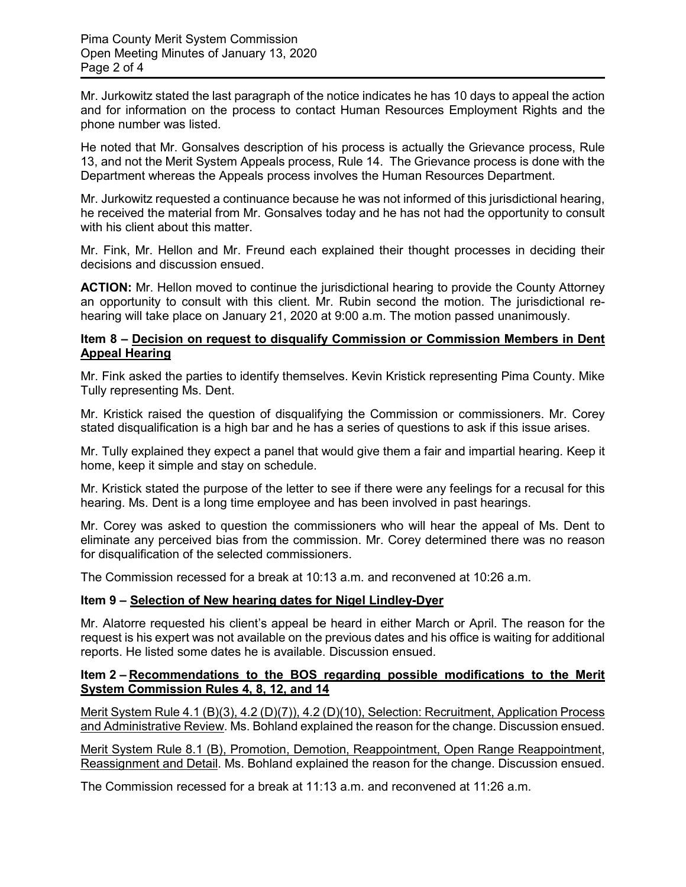Mr. Jurkowitz stated the last paragraph of the notice indicates he has 10 days to appeal the action and for information on the process to contact Human Resources Employment Rights and the phone number was listed.

He noted that Mr. Gonsalves description of his process is actually the Grievance process, Rule 13, and not the Merit System Appeals process, Rule 14. The Grievance process is done with the Department whereas the Appeals process involves the Human Resources Department.

Mr. Jurkowitz requested a continuance because he was not informed of this jurisdictional hearing, he received the material from Mr. Gonsalves today and he has not had the opportunity to consult with his client about this matter.

Mr. Fink, Mr. Hellon and Mr. Freund each explained their thought processes in deciding their decisions and discussion ensued.

**ACTION:** Mr. Hellon moved to continue the jurisdictional hearing to provide the County Attorney an opportunity to consult with this client. Mr. Rubin second the motion. The jurisdictional re-hearing will take place on January 21, 2020 at 9:00 a.m. The motion passed unanimously.

**Item 8 – <u>Decision on request to disqualify Commission or Commission Members in Dent Appeal Hearing</u>**

Mr. Fink asked the parties to identify themselves. Kevin Kristick representing Pima County. Mike Tully representing Ms. Dent.

Mr. Kristick raised the question of disqualifying the Commission or commissioners. Mr. Corey stated disqualification is a high bar and he has a series of questions to ask if this issue arises.

Mr. Tully explained they expect a panel that would give them a fair and impartial hearing. Keep it home, keep it simple and stay on schedule.

Mr. Kristick stated the purpose of the letter to see if there were any feelings for a recusal for this hearing. Ms. Dent is a long time employee and has been involved in past hearings.

Mr. Corey was asked to question the commissioners who will hear the appeal of Ms. Dent to eliminate any perceived bias from the commission. Mr. Corey determined there was no reason for disqualification of the selected commissioners.

The Commission recessed for a break at 10:13 a.m. and reconvened at 10:26 a.m.

**Item 9 – <u>Selection of New hearing dates for Nigel Lindley-Dyer</u>**

Mr. Alatorre requested his client's appeal be heard in either March or April. The reason for the request is his expert was not available on the previous dates and his office is waiting for additional reports. He listed some dates he is available. Discussion ensued.

**Item 2 – <u>Recommendations to the BOS regarding possible modifications to the Merit System Commission Rules 4, 8, 12, and 14</u>**

<u>Merit System Rule 4.1 (B)(3), 4.2 (D)(7)), 4.2 (D)(10), Selection: Recruitment, Application Process and Administrative Review</u>. Ms. Bohland explained the reason for the change. Discussion ensued.

<u>Merit System Rule 8.1 (B), Promotion, Demotion, Reappointment, Open Range Reappointment, Reassignment and Detail</u>. Ms. Bohland explained the reason for the change. Discussion ensued.

The Commission recessed for a break at 11:13 a.m. and reconvened at 11:26 a.m.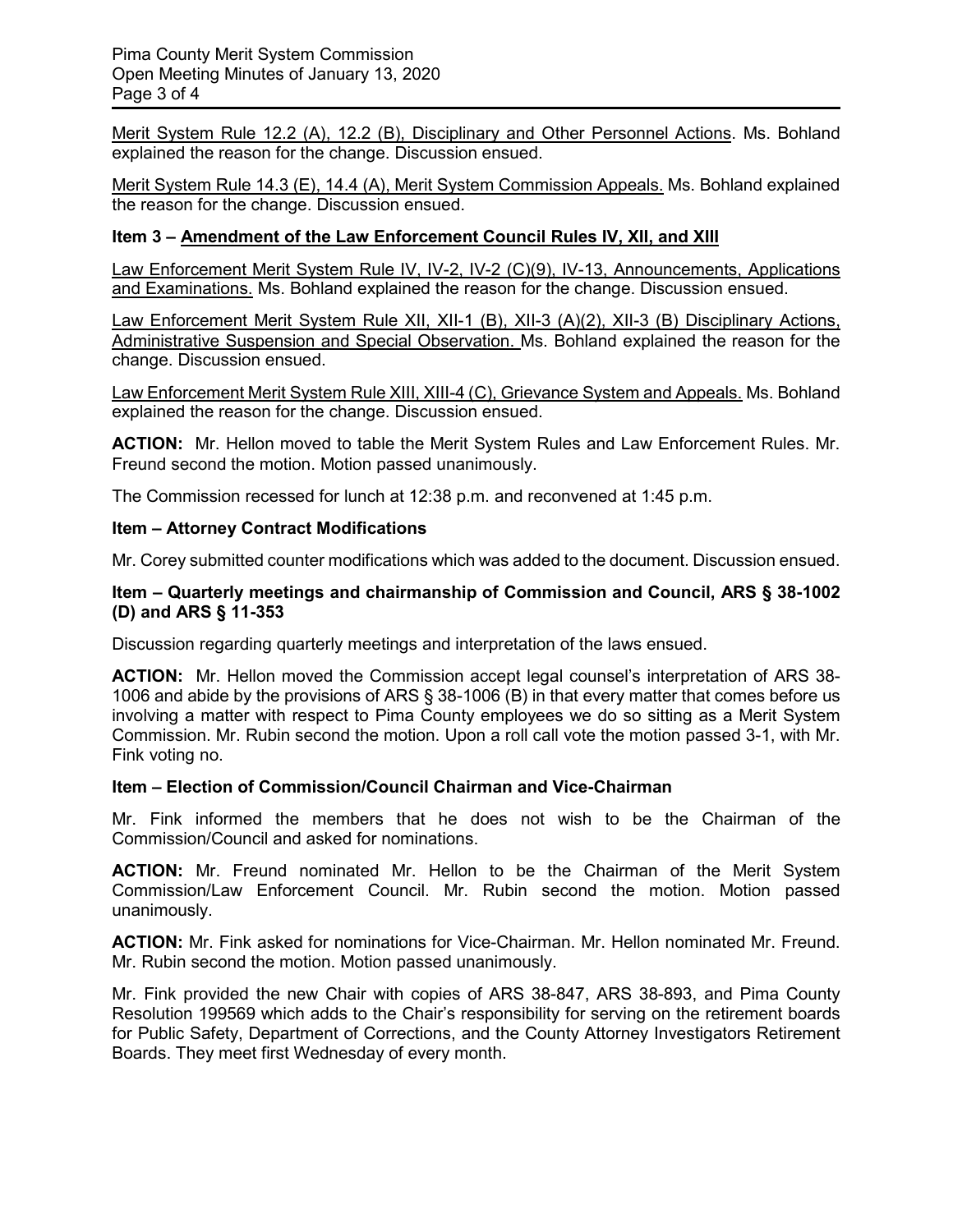Merit System Rule 12.2 (A), 12.2 (B), Disciplinary and Other Personnel Actions. Ms. Bohland explained the reason for the change. Discussion ensued.

Merit System Rule 14.3 (E), 14.4 (A), Merit System Commission Appeals. Ms. Bohland explained the reason for the change. Discussion ensued.

**Item 3 – Amendment of the Law Enforcement Council Rules IV, XII, and XIII**

Law Enforcement Merit System Rule IV, IV-2, IV-2 (C)(9), IV-13, Announcements, Applications and Examinations. Ms. Bohland explained the reason for the change. Discussion ensued.

Law Enforcement Merit System Rule XII, XII-1 (B), XII-3 (A)(2), XII-3 (B) Disciplinary Actions, Administrative Suspension and Special Observation. Ms. Bohland explained the reason for the change. Discussion ensued.

Law Enforcement Merit System Rule XIII, XIII-4 (C), Grievance System and Appeals. Ms. Bohland explained the reason for the change. Discussion ensued.

**ACTION:** Mr. Hellon moved to table the Merit System Rules and Law Enforcement Rules. Mr. Freund second the motion. Motion passed unanimously.

The Commission recessed for lunch at 12:38 p.m. and reconvened at 1:45 p.m.

**Item – Attorney Contract Modifications**

Mr. Corey submitted counter modifications which was added to the document. Discussion ensued.

**Item – Quarterly meetings and chairmanship of Commission and Council, ARS § 38-1002 (D) and ARS § 11-353**

Discussion regarding quarterly meetings and interpretation of the laws ensued.

**ACTION:** Mr. Hellon moved the Commission accept legal counsel's interpretation of ARS 38-1006 and abide by the provisions of ARS § 38-1006 (B) in that every matter that comes before us involving a matter with respect to Pima County employees we do so sitting as a Merit System Commission. Mr. Rubin second the motion. Upon a roll call vote the motion passed 3-1, with Mr. Fink voting no.

**Item – Election of Commission/Council Chairman and Vice-Chairman**

Mr. Fink informed the members that he does not wish to be the Chairman of the Commission/Council and asked for nominations.

**ACTION:** Mr. Freund nominated Mr. Hellon to be the Chairman of the Merit System Commission/Law Enforcement Council. Mr. Rubin second the motion. Motion passed unanimously.

**ACTION:** Mr. Fink asked for nominations for Vice-Chairman. Mr. Hellon nominated Mr. Freund. Mr. Rubin second the motion. Motion passed unanimously.

Mr. Fink provided the new Chair with copies of ARS 38-847, ARS 38-893, and Pima County Resolution 199569 which adds to the Chair's responsibility for serving on the retirement boards for Public Safety, Department of Corrections, and the County Attorney Investigators Retirement Boards. They meet first Wednesday of every month.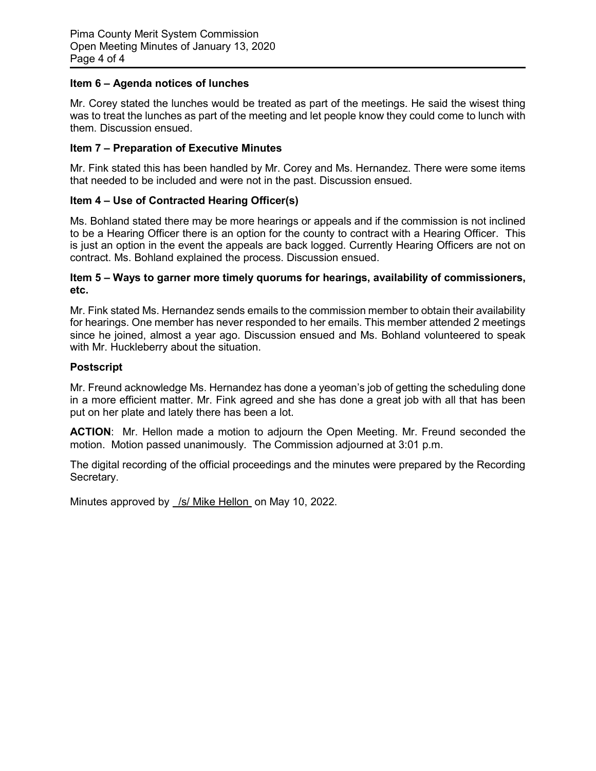### Item 6 – Agenda notices of lunches

Mr. Corey stated the lunches would be treated as part of the meetings. He said the wisest thing was to treat the lunches as part of the meeting and let people know they could come to lunch with them. Discussion ensued.

### Item 7 – Preparation of Executive Minutes

Mr. Fink stated this has been handled by Mr. Corey and Ms. Hernandez. There were some items that needed to be included and were not in the past. Discussion ensued.

### Item 4 – Use of Contracted Hearing Officer(s)

Ms. Bohland stated there may be more hearings or appeals and if the commission is not inclined to be a Hearing Officer there is an option for the county to contract with a Hearing Officer. This is just an option in the event the appeals are back logged. Currently Hearing Officers are not on contract. Ms. Bohland explained the process. Discussion ensued.

### Item 5 – Ways to garner more timely quorums for hearings, availability of commissioners, etc.

Mr. Fink stated Ms. Hernandez sends emails to the commission member to obtain their availability for hearings. One member has never responded to her emails. This member attended 2 meetings since he joined, almost a year ago. Discussion ensued and Ms. Bohland volunteered to speak with Mr. Huckleberry about the situation.

### Postscript

Mr. Freund acknowledge Ms. Hernandez has done a yeoman's job of getting the scheduling done in a more efficient matter. Mr. Fink agreed and she has done a great job with all that has been put on her plate and lately there has been a lot.

**ACTION**: Mr. Hellon made a motion to adjourn the Open Meeting. Mr. Freund seconded the motion. Motion passed unanimously. The Commission adjourned at 3:01 p.m.

The digital recording of the official proceedings and the minutes were prepared by the Recording Secretary.

Minutes approved by /s/ Mike Hellon on May 10, 2022.